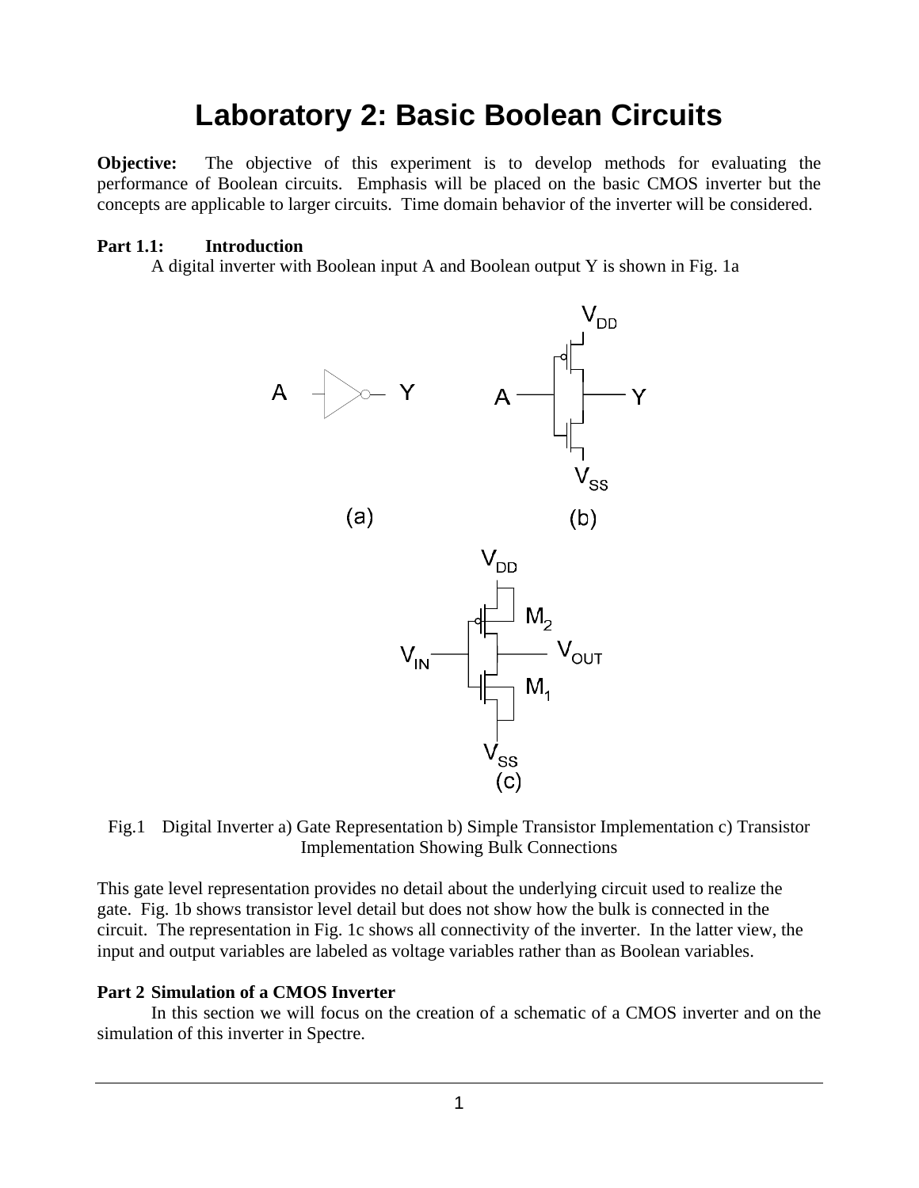# Laboratory 2: Basic Boolean Circuits

**Objective:** The objective of this experiment is to develop methods for evaluating the performance of Boolean circuits. Emphasis will be placed on the basic CMOS inverter but the concepts are applicable to larger circuits. Time domain behavior of the inverter will be considered.

**Part 1.1: Introduction**

A digital inverter with Boolean input A and Boolean output Y is shown in Fig. 1a

Fig.1 Digital Inverter a) Gate Representation b) Simple Transistor Implementation c) Transistor Implementation Showing Bulk Connections

This gate level representation provides no detail about the underlying circuit used to realize the gate. Fig. 1b shows transistor level detail but does not show how the bulk is connected in the circuit. The representation in Fig. 1c shows all connectivity of the inverter. In the latter view, the input and output variables are labeled as voltage variables rather than as Boolean variables.

**Part 2 Simulation of a CMOS Inverter**

In this section we will focus on the creation of a schematic of a CMOS inverter and on the simulation of this inverter in Spectre.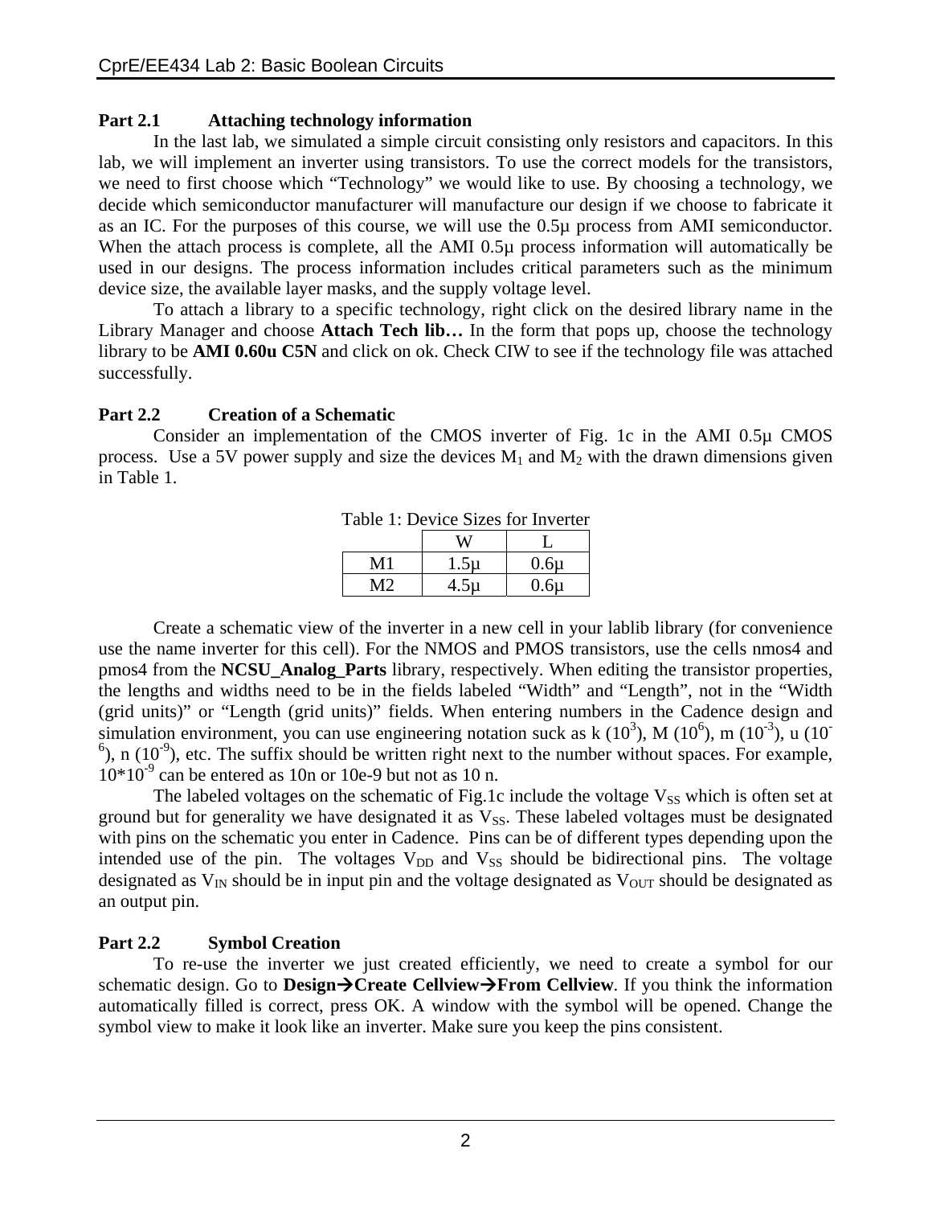**Part 2.1 Attaching technology information**

In the last lab, we simulated a simple circuit consisting only resistors and capacitors. In this lab, we will implement an inverter using transistors. To use the correct models for the transistors, we need to first choose which "Technology" we would like to use. By choosing a technology, we decide which semiconductor manufacturer will manufacture our design if we choose to fabricate it as an IC. For the purposes of this course, we will use the 0.5µ process from AMI semiconductor. When the attach process is complete, all the AMI 0.5µ process information will automatically be used in our designs. The process information includes critical parameters such as the minimum device size, the available layer masks, and the supply voltage level.

To attach a library to a specific technology, right click on the desired library name in the Library Manager and choose **Attach Tech lib…** In the form that pops up, choose the technology library to be **AMI 0.60u C5N** and click on ok. Check CIW to see if the technology file was attached successfully.

**Part 2.2 Creation of a Schematic**

Consider an implementation of the CMOS inverter of Fig. 1c in the AMI 0.5µ CMOS process. Use a 5V power supply and size the devices $M_1$ and $M_2$ with the drawn dimensions given in Table 1.

Table 1: Device Sizes for Inverter

| | W | L |
|---|---|---|
| M1 | 1.5µ | 0.6µ |
| M2 | 4.5µ | 0.6µ |

Create a schematic view of the inverter in a new cell in your lablib library (for convenience use the name inverter for this cell). For the NMOS and PMOS transistors, use the cells nmos4 and pmos4 from the **NCSU_Analog_Parts** library, respectively. When editing the transistor properties, the lengths and widths need to be in the fields labeled "Width" and "Length", not in the "Width (grid units)" or "Length (grid units)" fields. When entering numbers in the Cadence design and simulation environment, you can use engineering notation suck as k ($10^3$), M ($10^6$), m ($10^{-3}$), u ($10^{-6}$), n ($10^{-9}$), etc. The suffix should be written right next to the number without spaces. For example, $10*10^{-9}$ can be entered as 10n or 10e-9 but not as 10 n.

The labeled voltages on the schematic of Fig.1c include the voltage $V_{SS}$ which is often set at ground but for generality we have designated it as $V_{SS}$. These labeled voltages must be designated with pins on the schematic you enter in Cadence. Pins can be of different types depending upon the intended use of the pin. The voltages $V_{DD}$ and $V_{SS}$ should be bidirectional pins. The voltage designated as $V_{IN}$ should be in input pin and the voltage designated as $V_{OUT}$ should be designated as an output pin.

**Part 2.2 Symbol Creation**

To re-use the inverter we just created efficiently, we need to create a symbol for our schematic design. Go to **Design→Create Cellview→From Cellview**. If you think the information automatically filled is correct, press OK. A window with the symbol will be opened. Change the symbol view to make it look like an inverter. Make sure you keep the pins consistent.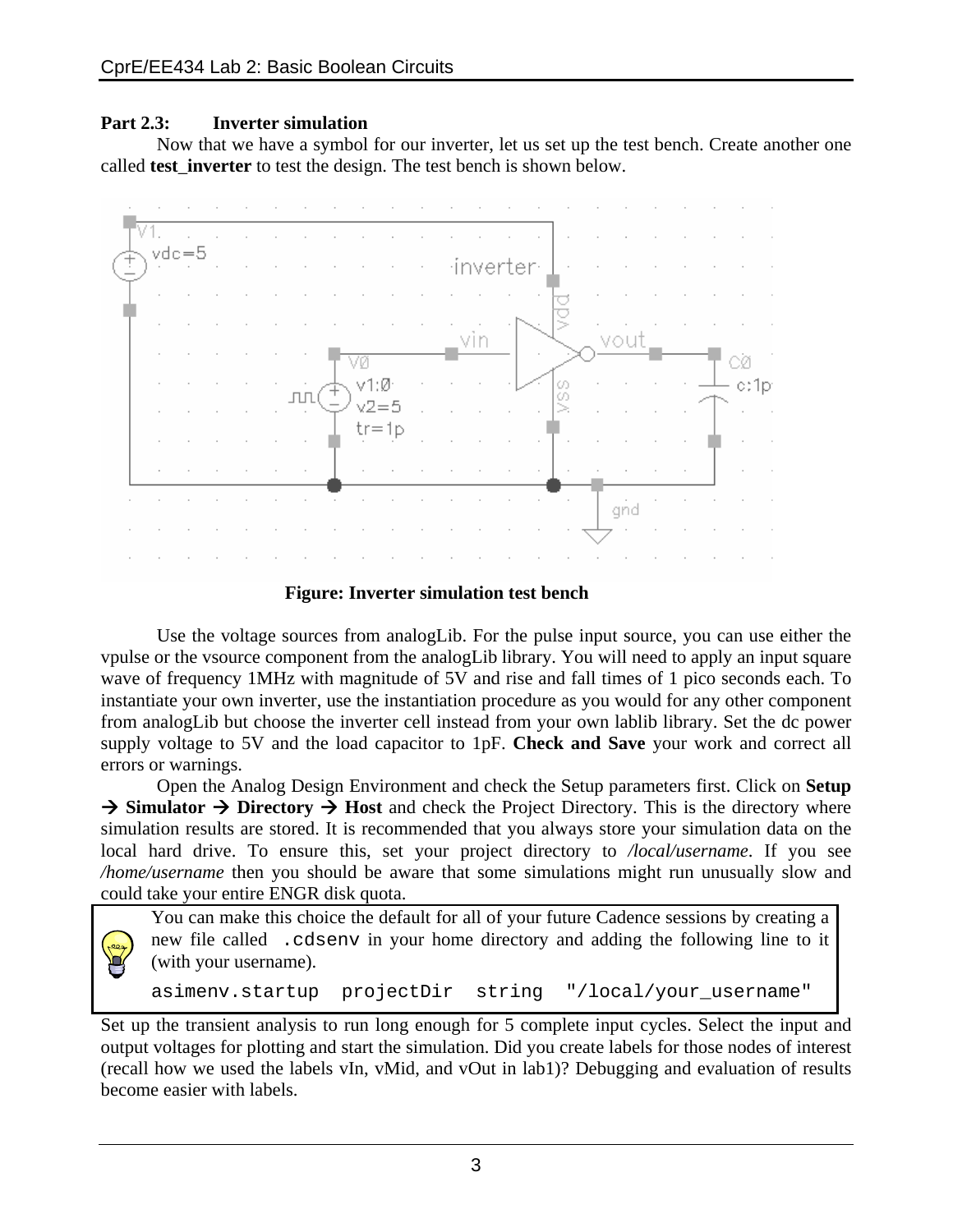**Part 2.3: Inverter simulation**

Now that we have a symbol for our inverter, let us set up the test bench. Create another one called **test_inverter** to test the design. The test bench is shown below.

**Figure: Inverter simulation test bench**

Use the voltage sources from analogLib. For the pulse input source, you can use either the vpulse or the vsource component from the analogLib library. You will need to apply an input square wave of frequency 1MHz with magnitude of 5V and rise and fall times of 1 pico seconds each. To instantiate your own inverter, use the instantiation procedure as you would for any other component from analogLib but choose the inverter cell instead from your own lablib library. Set the dc power supply voltage to 5V and the load capacitor to 1pF. **Check and Save** your work and correct all errors or warnings.

Open the Analog Design Environment and check the Setup parameters first. Click on **Setup → Simulator → Directory → Host** and check the Project Directory. This is the directory where simulation results are stored. It is recommended that you always store your simulation data on the local hard drive. To ensure this, set your project directory to */local/username*. If you see */home/username* then you should be aware that some simulations might run unusually slow and could take your entire ENGR disk quota.

> You can make this choice the default for all of your future Cadence sessions by creating a new file called `.cdsenv` in your home directory and adding the following line to it (with your username).
>
> ```
> asimenv.startup  projectDir  string  "/local/your_username"
> ```

Set up the transient analysis to run long enough for 5 complete input cycles. Select the input and output voltages for plotting and start the simulation. Did you create labels for those nodes of interest (recall how we used the labels vIn, vMid, and vOut in lab1)? Debugging and evaluation of results become easier with labels.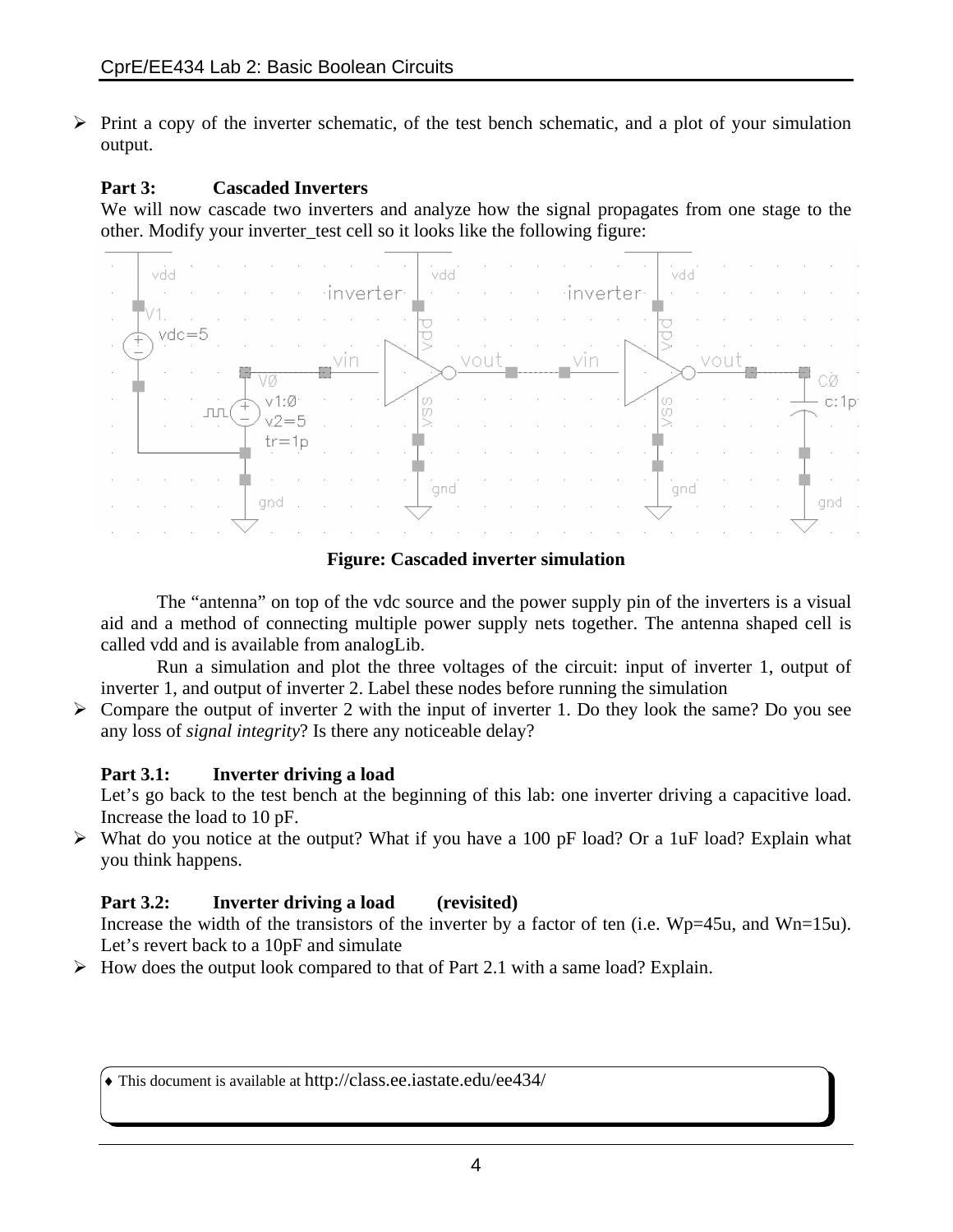➢ Print a copy of the inverter schematic, of the test bench schematic, and a plot of your simulation output.

**Part 3: Cascaded Inverters**

We will now cascade two inverters and analyze how the signal propagates from one stage to the other. Modify your inverter_test cell so it looks like the following figure:

vdd
V1
vdc=5
inverter
vin
vdd
vout
vss
gnd
V0
v1:0
v2=5
tr=1p
gnd
inverter
vin
vdd
vout
vss
gnd
C0
c:1p
gnd

**Figure: Cascaded inverter simulation**

The "antenna" on top of the vdc source and the power supply pin of the inverters is a visual aid and a method of connecting multiple power supply nets together. The antenna shaped cell is called vdd and is available from analogLib.

Run a simulation and plot the three voltages of the circuit: input of inverter 1, output of inverter 1, and output of inverter 2. Label these nodes before running the simulation

➢ Compare the output of inverter 2 with the input of inverter 1. Do they look the same? Do you see any loss of *signal integrity*? Is there any noticeable delay?

**Part 3.1: Inverter driving a load**

Let's go back to the test bench at the beginning of this lab: one inverter driving a capacitive load. Increase the load to 10 pF.

➢ What do you notice at the output? What if you have a 100 pF load? Or a 1uF load? Explain what you think happens.

**Part 3.2: Inverter driving a load (revisited)**

Increase the width of the transistors of the inverter by a factor of ten (i.e. Wp=45u, and Wn=15u). Let's revert back to a 10pF and simulate

➢ How does the output look compared to that of Part 2.1 with a same load? Explain.

♦ This document is available at http://class.ee.iastate.edu/ee434/